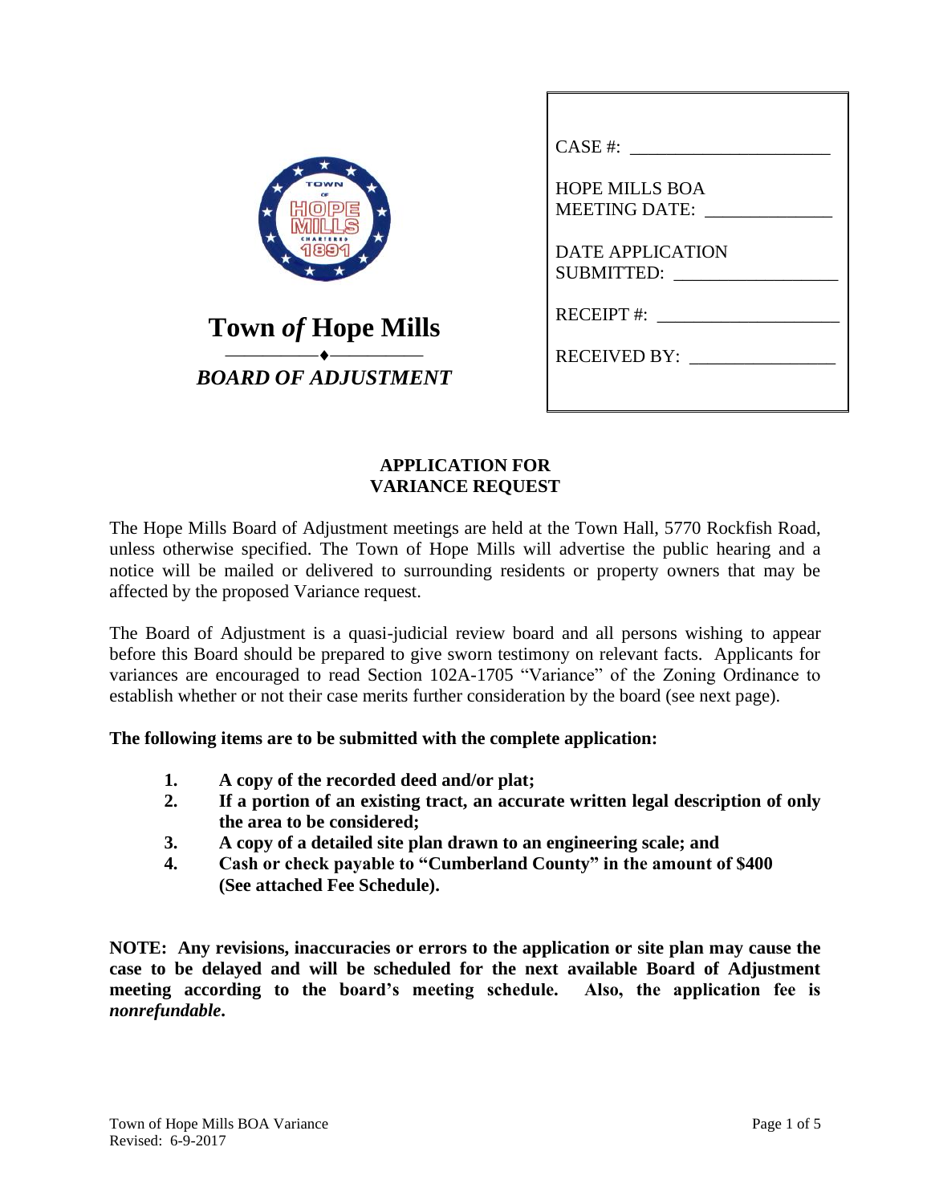**Town *of* Hope Mills**

***BOARD OF ADJUSTMENT***

CASE #: ______________________

HOPE MILLS BOA
MEETING DATE: ______________

DATE APPLICATION
SUBMITTED: __________________

RECEIPT #: ____________________

RECEIVED BY: ________________

## APPLICATION FOR VARIANCE REQUEST

The Hope Mills Board of Adjustment meetings are held at the Town Hall, 5770 Rockfish Road, unless otherwise specified. The Town of Hope Mills will advertise the public hearing and a notice will be mailed or delivered to surrounding residents or property owners that may be affected by the proposed Variance request.

The Board of Adjustment is a quasi-judicial review board and all persons wishing to appear before this Board should be prepared to give sworn testimony on relevant facts. Applicants for variances are encouraged to read Section 102A-1705 "Variance" of the Zoning Ordinance to establish whether or not their case merits further consideration by the board (see next page).

**The following items are to be submitted with the complete application:**

1. **A copy of the recorded deed and/or plat;**
2. **If a portion of an existing tract, an accurate written legal description of only the area to be considered;**
3. **A copy of a detailed site plan drawn to an engineering scale; and**
4. **Cash or check payable to "Cumberland County" in the amount of $400 (See attached Fee Schedule).**

**NOTE: Any revisions, inaccuracies or errors to the application or site plan may cause the case to be delayed and will be scheduled for the next available Board of Adjustment meeting according to the board's meeting schedule. Also, the application fee is *nonrefundable*.**

Town of Hope Mills BOA Variance
Revised: 6-9-2017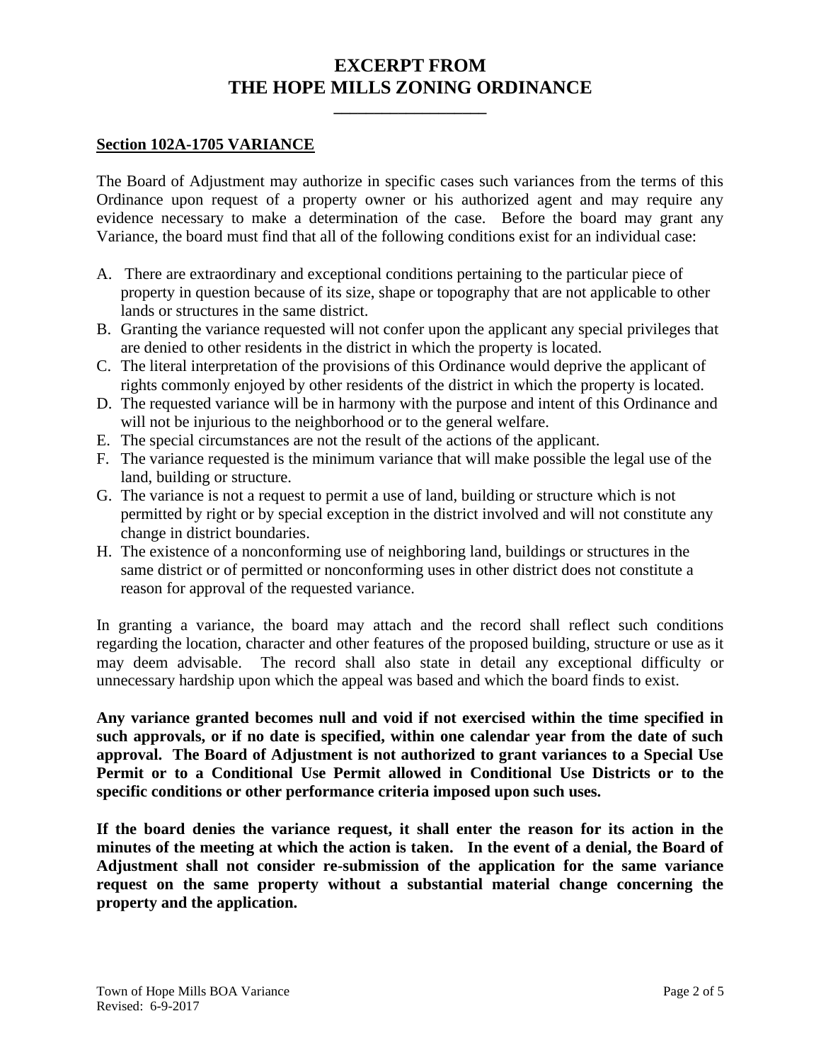# EXCERPT FROM THE HOPE MILLS ZONING ORDINANCE

## Section 102A-1705 VARIANCE

The Board of Adjustment may authorize in specific cases such variances from the terms of this Ordinance upon request of a property owner or his authorized agent and may require any evidence necessary to make a determination of the case. Before the board may grant any Variance, the board must find that all of the following conditions exist for an individual case:

A. There are extraordinary and exceptional conditions pertaining to the particular piece of property in question because of its size, shape or topography that are not applicable to other lands or structures in the same district.
B. Granting the variance requested will not confer upon the applicant any special privileges that are denied to other residents in the district in which the property is located.
C. The literal interpretation of the provisions of this Ordinance would deprive the applicant of rights commonly enjoyed by other residents of the district in which the property is located.
D. The requested variance will be in harmony with the purpose and intent of this Ordinance and will not be injurious to the neighborhood or to the general welfare.
E. The special circumstances are not the result of the actions of the applicant.
F. The variance requested is the minimum variance that will make possible the legal use of the land, building or structure.
G. The variance is not a request to permit a use of land, building or structure which is not permitted by right or by special exception in the district involved and will not constitute any change in district boundaries.
H. The existence of a nonconforming use of neighboring land, buildings or structures in the same district or of permitted or nonconforming uses in other district does not constitute a reason for approval of the requested variance.

In granting a variance, the board may attach and the record shall reflect such conditions regarding the location, character and other features of the proposed building, structure or use as it may deem advisable. The record shall also state in detail any exceptional difficulty or unnecessary hardship upon which the appeal was based and which the board finds to exist.

**Any variance granted becomes null and void if not exercised within the time specified in such approvals, or if no date is specified, within one calendar year from the date of such approval. The Board of Adjustment is not authorized to grant variances to a Special Use Permit or to a Conditional Use Permit allowed in Conditional Use Districts or to the specific conditions or other performance criteria imposed upon such uses.**

**If the board denies the variance request, it shall enter the reason for its action in the minutes of the meeting at which the action is taken. In the event of a denial, the Board of Adjustment shall not consider re-submission of the application for the same variance request on the same property without a substantial material change concerning the property and the application.**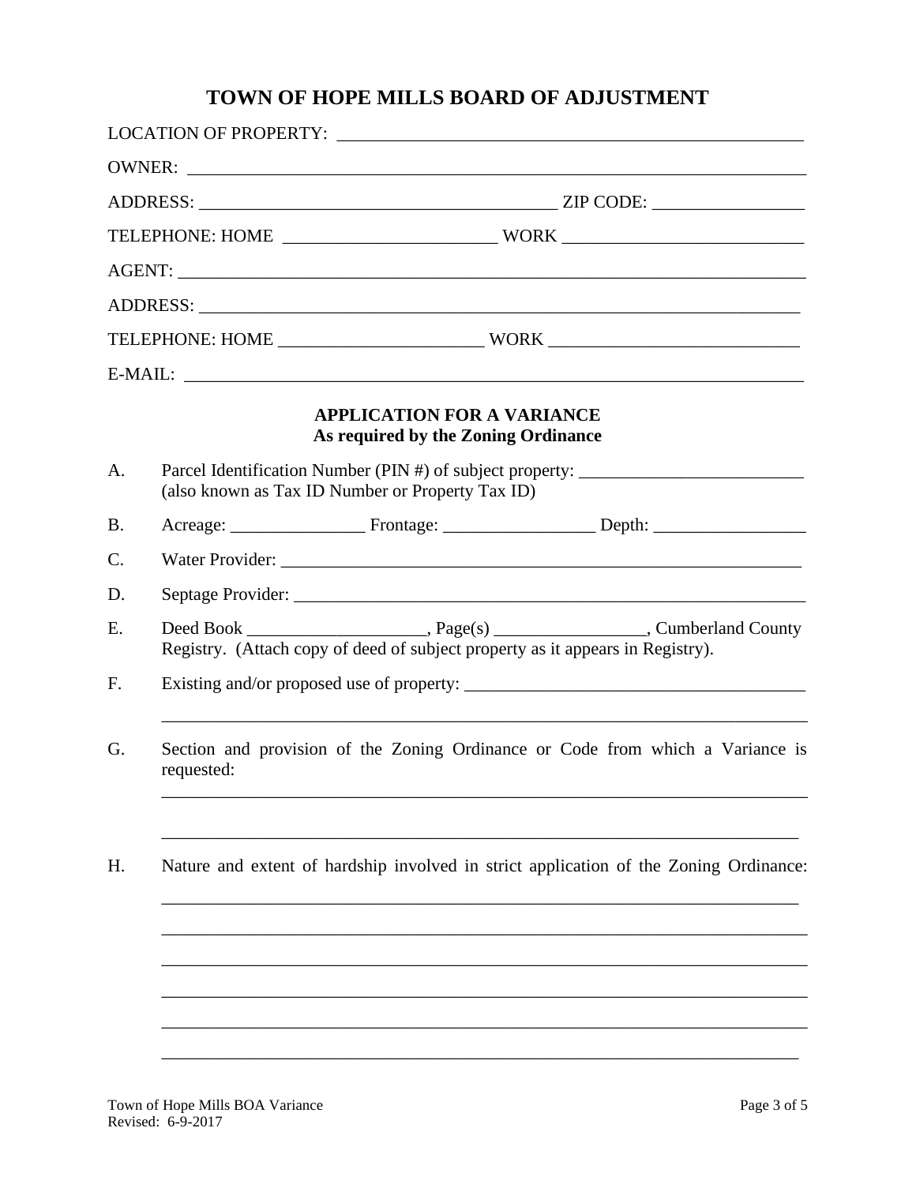# TOWN OF HOPE MILLS BOARD OF ADJUSTMENT

LOCATION OF PROPERTY: ______________________________________________________

OWNER: ______________________________________________________________________

ADDRESS: ________________________________________ ZIP CODE: _________________

TELEPHONE: HOME _______________________ WORK ___________________________

AGENT: ______________________________________________________________________

ADDRESS: ____________________________________________________________________

TELEPHONE: HOME ______________________ WORK ____________________________

E-MAIL: ______________________________________________________________________

## APPLICATION FOR A VARIANCE
## As required by the Zoning Ordinance

A. Parcel Identification Number (PIN #) of subject property: _________________________
(also known as Tax ID Number or Property Tax ID)

B. Acreage: _______________ Frontage: _________________ Depth: _________________

C. Water Provider: ____________________________________________________________

D. Septage Provider: __________________________________________________________

E. Deed Book ____________________, Page(s) _________________, Cumberland County Registry. (Attach copy of deed of subject property as it appears in Registry).

F. Existing and/or proposed use of property: ______________________________________

_________________________________________________________________________

G. Section and provision of the Zoning Ordinance or Code from which a Variance is requested:

_________________________________________________________________________

_________________________________________________________________________

H. Nature and extent of hardship involved in strict application of the Zoning Ordinance:

_________________________________________________________________________

_________________________________________________________________________

_________________________________________________________________________

_________________________________________________________________________

_________________________________________________________________________

_________________________________________________________________________

Town of Hope Mills BOA Variance
Revised: 6-9-2017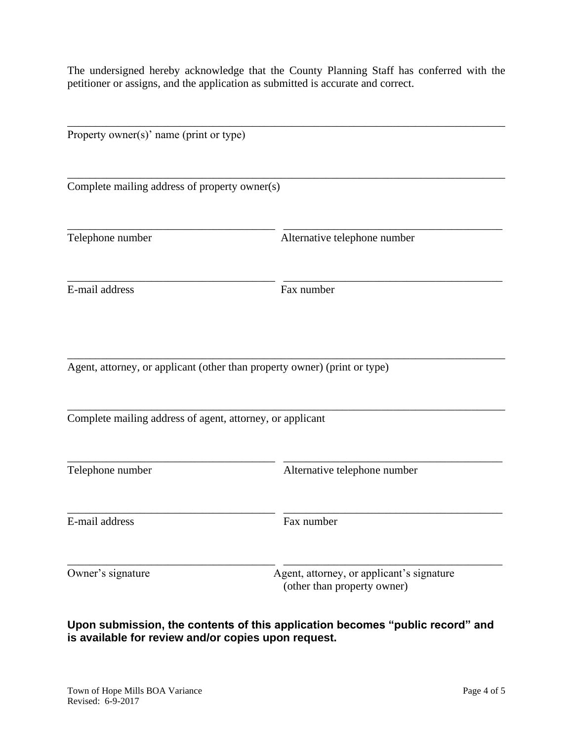The undersigned hereby acknowledge that the County Planning Staff has conferred with the petitioner or assigns, and the application as submitted is accurate and correct.

\_\_\_\_\_\_\_\_\_\_\_\_\_\_\_\_\_\_\_\_\_\_\_\_\_\_\_\_\_\_\_\_\_\_\_\_\_\_\_\_\_\_\_\_\_\_\_\_\_\_\_\_\_\_\_\_\_\_\_\_\_\_\_\_\_\_\_\_\_\_\_\_
Property owner(s)' name (print or type)

\_\_\_\_\_\_\_\_\_\_\_\_\_\_\_\_\_\_\_\_\_\_\_\_\_\_\_\_\_\_\_\_\_\_\_\_\_\_\_\_\_\_\_\_\_\_\_\_\_\_\_\_\_\_\_\_\_\_\_\_\_\_\_\_\_\_\_\_\_\_\_\_
Complete mailing address of property owner(s)

| \_\_\_\_\_\_\_\_\_\_\_\_\_\_\_\_\_\_\_\_\_\_\_\_\_\_\_\_\_\_\_\_\_\_\_\_ | \_\_\_\_\_\_\_\_\_\_\_\_\_\_\_\_\_\_\_\_\_\_\_\_\_\_\_\_\_\_\_\_\_\_\_\_ |
|---|---|
| Telephone number | Alternative telephone number |
| | |
| E-mail address | Fax number |

\_\_\_\_\_\_\_\_\_\_\_\_\_\_\_\_\_\_\_\_\_\_\_\_\_\_\_\_\_\_\_\_\_\_\_\_\_\_\_\_\_\_\_\_\_\_\_\_\_\_\_\_\_\_\_\_\_\_\_\_\_\_\_\_\_\_\_\_\_\_\_\_
Agent, attorney, or applicant (other than property owner) (print or type)

\_\_\_\_\_\_\_\_\_\_\_\_\_\_\_\_\_\_\_\_\_\_\_\_\_\_\_\_\_\_\_\_\_\_\_\_\_\_\_\_\_\_\_\_\_\_\_\_\_\_\_\_\_\_\_\_\_\_\_\_\_\_\_\_\_\_\_\_\_\_\_\_
Complete mailing address of agent, attorney, or applicant

| \_\_\_\_\_\_\_\_\_\_\_\_\_\_\_\_\_\_\_\_\_\_\_\_\_\_\_\_\_\_\_\_\_\_\_\_ | \_\_\_\_\_\_\_\_\_\_\_\_\_\_\_\_\_\_\_\_\_\_\_\_\_\_\_\_\_\_\_\_\_\_\_\_ |
|---|---|
| Telephone number | Alternative telephone number |
| | |
| E-mail address | Fax number |
| | |
| Owner's signature | Agent, attorney, or applicant's signature (other than property owner) |

**Upon submission, the contents of this application becomes "public record" and is available for review and/or copies upon request.**

Town of Hope Mills BOA Variance
Revised: 6-9-2017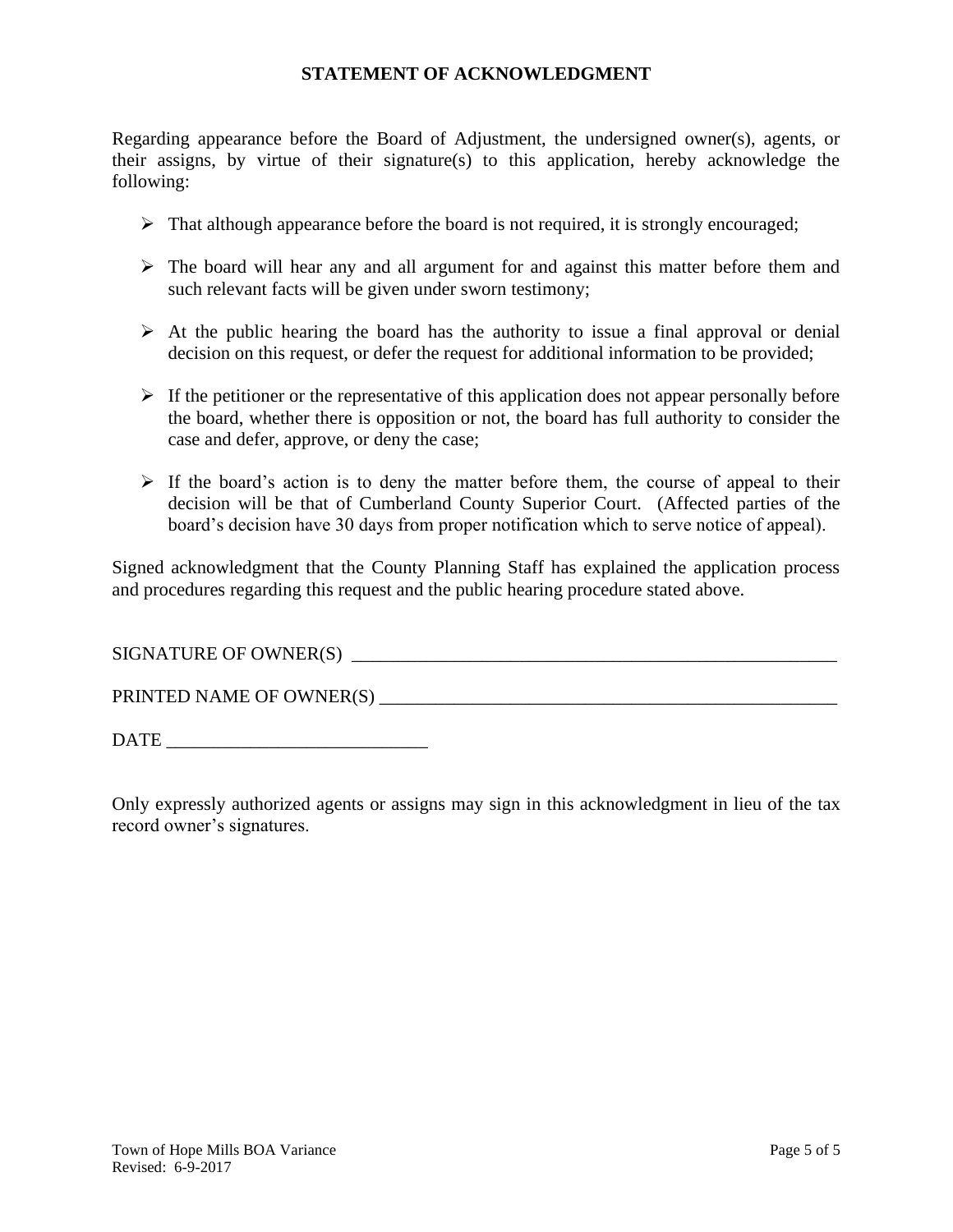## STATEMENT OF ACKNOWLEDGMENT

Regarding appearance before the Board of Adjustment, the undersigned owner(s), agents, or their assigns, by virtue of their signature(s) to this application, hereby acknowledge the following:

- That although appearance before the board is not required, it is strongly encouraged;
- The board will hear any and all argument for and against this matter before them and such relevant facts will be given under sworn testimony;
- At the public hearing the board has the authority to issue a final approval or denial decision on this request, or defer the request for additional information to be provided;
- If the petitioner or the representative of this application does not appear personally before the board, whether there is opposition or not, the board has full authority to consider the case and defer, approve, or deny the case;
- If the board's action is to deny the matter before them, the course of appeal to their decision will be that of Cumberland County Superior Court. (Affected parties of the board's decision have 30 days from proper notification which to serve notice of appeal).

Signed acknowledgment that the County Planning Staff has explained the application process and procedures regarding this request and the public hearing procedure stated above.

SIGNATURE OF OWNER(S) _______________________________________________________

PRINTED NAME OF OWNER(S) ___________________________________________________

DATE ____________________________

Only expressly authorized agents or assigns may sign in this acknowledgment in lieu of the tax record owner's signatures.